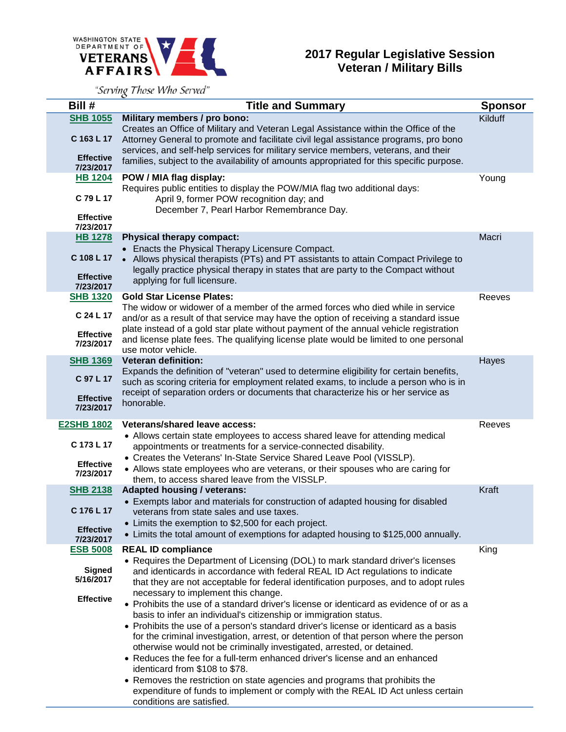WASHINGTON STATE DEPARTMENT OF VETERANS AFFAIRS

"Serving Those Who Served"

# 2017 Regular Legislative Session Veteran / Military Bills

| Bill # | Title and Summary | Sponsor |
|---|---|---|
| SHB 1055<br><br>C 163 L 17<br><br>Effective 7/23/2017 | **Military members / pro bono:**<br>Creates an Office of Military and Veteran Legal Assistance within the Office of the Attorney General to promote and facilitate civil legal assistance programs, pro bono services, and self-help services for military service members, veterans, and their families, subject to the availability of amounts appropriated for this specific purpose. | Kilduff |
| HB 1204<br><br>C 79 L 17<br><br>Effective 7/23/2017 | **POW / MIA flag display:**<br>Requires public entities to display the POW/MIA flag two additional days:<br>April 9, former POW recognition day; and<br>December 7, Pearl Harbor Remembrance Day. | Young |
| HB 1278<br><br>C 108 L 17<br><br>Effective 7/23/2017 | **Physical therapy compact:**<br>• Enacts the Physical Therapy Licensure Compact.<br>• Allows physical therapists (PTs) and PT assistants to attain Compact Privilege to legally practice physical therapy in states that are party to the Compact without applying for full licensure. | Macri |
| SHB 1320<br><br>C 24 L 17<br><br>Effective 7/23/2017 | **Gold Star License Plates:**<br>The widow or widower of a member of the armed forces who died while in service and/or as a result of that service may have the option of receiving a standard issue plate instead of a gold star plate without payment of the annual vehicle registration and license plate fees. The qualifying license plate would be limited to one personal use motor vehicle. | Reeves |
| SHB 1369<br><br>C 97 L 17<br><br>Effective 7/23/2017 | **Veteran definition:**<br>Expands the definition of "veteran" used to determine eligibility for certain benefits, such as scoring criteria for employment related exams, to include a person who is in receipt of separation orders or documents that characterize his or her service as honorable. | Hayes |
| E2SHB 1802<br><br>C 173 L 17<br><br>Effective 7/23/2017 | **Veterans/shared leave access:**<br>• Allows certain state employees to access shared leave for attending medical appointments or treatments for a service-connected disability.<br>• Creates the Veterans' In-State Service Shared Leave Pool (VISSLP).<br>• Allows state employees who are veterans, or their spouses who are caring for them, to access shared leave from the VISSLP. | Reeves |
| SHB 2138<br><br>C 176 L 17<br><br>Effective 7/23/2017 | **Adapted housing / veterans:**<br>• Exempts labor and materials for construction of adapted housing for disabled veterans from state sales and use taxes.<br>• Limits the exemption to $2,500 for each project.<br>• Limits the total amount of exemptions for adapted housing to $125,000 annually. | Kraft |
| ESB 5008<br><br>Signed 5/16/2017<br><br>Effective | **REAL ID compliance**<br>• Requires the Department of Licensing (DOL) to mark standard driver's licenses and identicards in accordance with federal REAL ID Act regulations to indicate that they are not acceptable for federal identification purposes, and to adopt rules necessary to implement this change.<br>• Prohibits the use of a standard driver's license or identicard as evidence of or as a basis to infer an individual's citizenship or immigration status.<br>• Prohibits the use of a person's standard driver's license or identicard as a basis for the criminal investigation, arrest, or detention of that person where the person otherwise would not be criminally investigated, arrested, or detained.<br>• Reduces the fee for a full-term enhanced driver's license and an enhanced identicard from $108 to $78.<br>• Removes the restriction on state agencies and programs that prohibits the expenditure of funds to implement or comply with the REAL ID Act unless certain conditions are satisfied. | King |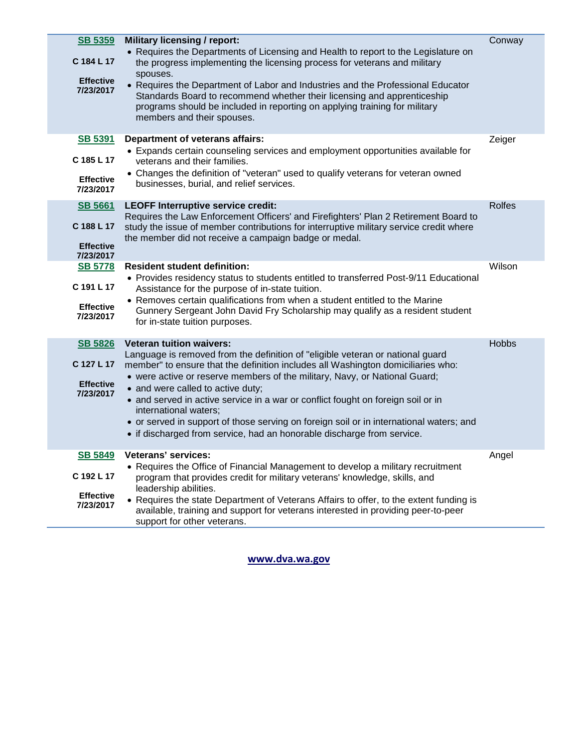| | | |
|---|---|---|
| **SB 5359**<br><br>**C 184 L 17**<br><br>**Effective 7/23/2017** | **Military licensing / report:**<br>• Requires the Departments of Licensing and Health to report to the Legislature on the progress implementing the licensing process for veterans and military spouses.<br>• Requires the Department of Labor and Industries and the Professional Educator Standards Board to recommend whether their licensing and apprenticeship programs should be included in reporting on applying training for military members and their spouses. | Conway |
| **SB 5391**<br><br>**C 185 L 17**<br><br>**Effective 7/23/2017** | **Department of veterans affairs:**<br>• Expands certain counseling services and employment opportunities available for veterans and their families.<br>• Changes the definition of "veteran" used to qualify veterans for veteran owned businesses, burial, and relief services. | Zeiger |
| **SB 5661**<br><br>**C 188 L 17**<br><br>**Effective 7/23/2017** | **LEOFF Interruptive service credit:**<br>Requires the Law Enforcement Officers' and Firefighters' Plan 2 Retirement Board to study the issue of member contributions for interruptive military service credit where the member did not receive a campaign badge or medal. | Rolfes |
| **SB 5778**<br><br>**C 191 L 17**<br><br>**Effective 7/23/2017** | **Resident student definition:**<br>• Provides residency status to students entitled to transferred Post-9/11 Educational Assistance for the purpose of in-state tuition.<br>• Removes certain qualifications from when a student entitled to the Marine Gunnery Sergeant John David Fry Scholarship may qualify as a resident student for in-state tuition purposes. | Wilson |
| **SB 5826**<br><br>**C 127 L 17**<br><br>**Effective 7/23/2017** | **Veteran tuition waivers:**<br>Language is removed from the definition of "eligible veteran or national guard member" to ensure that the definition includes all Washington domiciliaries who:<br>• were active or reserve members of the military, Navy, or National Guard;<br>• and were called to active duty;<br>• and served in active service in a war or conflict fought on foreign soil or in international waters;<br>• or served in support of those serving on foreign soil or in international waters; and<br>• if discharged from service, had an honorable discharge from service. | Hobbs |
| **SB 5849**<br><br>**C 192 L 17**<br><br>**Effective 7/23/2017** | **Veterans' services:**<br>• Requires the Office of Financial Management to develop a military recruitment program that provides credit for military veterans' knowledge, skills, and leadership abilities.<br>• Requires the state Department of Veterans Affairs to offer, to the extent funding is available, training and support for veterans interested in providing peer-to-peer support for other veterans. | Angel |

**www.dva.wa.gov**